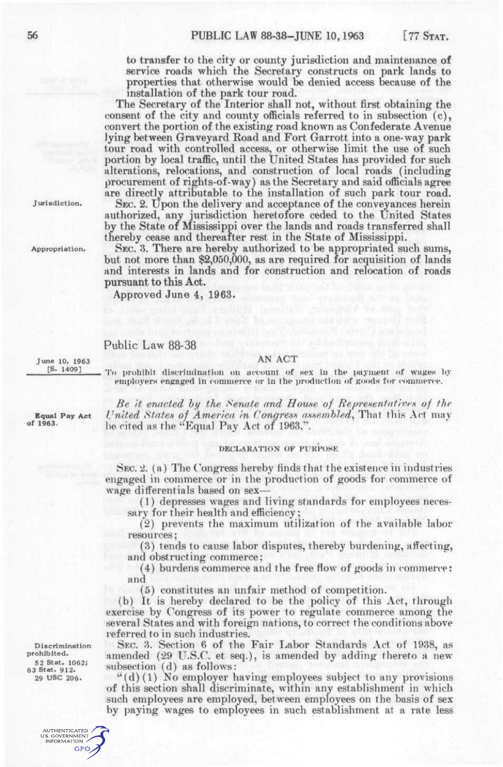to transfer to the city or county jurisdiction and maintenance of service roads which the Secretary constructs on park lands to properties that otherwise would be denied access because of the installation of the park tour road.

The Secretary of the Interior shall not, without first obtaining the consent of the city and county officials referred to in subsection (c), convert the portion of the existing road known as Confederate Avenue lying between Graveyard Road and Fort Garrott into a one-way park tour road with controlled access, or otherwise limit the use of such portion by local traffic, until the United States has provided for such alterations, relocations, and construction of local roads (including procurement of rights-of-way) as the Secretary and said officials agree are directly attributable to the installation of such park tour road.

Jurisdiction.

SEC. 2. Upon the delivery and acceptance of the conveyances herein authorized, any jurisdiction heretofore ceded to the United States by the State of Mississippi over the lands and roads transferred shall thereby cease and thereafter rest in the State of Mississippi.

Appropriation.

SEC. 3. There are hereby authorized to be appropriated such sums, but not more than $2,050,000, as are required for acquisition of lands and interests in lands and for construction and relocation of roads pursuant to this Act.

Approved June 4, 1963.

Public Law 88-38

June 10, 1963
[S. 1409]

## AN ACT

To prohibit discrimination on account of sex in the payment of wages by employers engaged in commerce or in the production of goods for commerce.

Equal Pay Act of 1963.

*Be it enacted by the Senate and House of Representatives of the United States of America in Congress assembled*, That this Act may be cited as the "Equal Pay Act of 1963.".

### DECLARATION OF PURPOSE

SEC. 2. (a) The Congress hereby finds that the existence in industries engaged in commerce or in the production of goods for commerce of wage differentials based on sex—

(1) depresses wages and living standards for employees necessary for their health and efficiency;

(2) prevents the maximum utilization of the available labor resources;

(3) tends to cause labor disputes, thereby burdening, affecting, and obstructing commerce;

(4) burdens commerce and the free flow of goods in commerce; and

(5) constitutes an unfair method of competition.

(b) It is hereby declared to be the policy of this Act, through exercise by Congress of its power to regulate commerce among the several States and with foreign nations, to correct the conditions above referred to in such industries.

Discrimination prohibited.
52 Stat. 1062;
63 Stat. 912.
29 USC 206.

SEC. 3. Section 6 of the Fair Labor Standards Act of 1938, as amended (29 U.S.C. et seq.), is amended by adding thereto a new subsection (d) as follows:

"(d)(1) No employer having employees subject to any provisions of this section shall discriminate, within any establishment in which such employees are employed, between employees on the basis of sex by paying wages to employees in such establishment at a rate less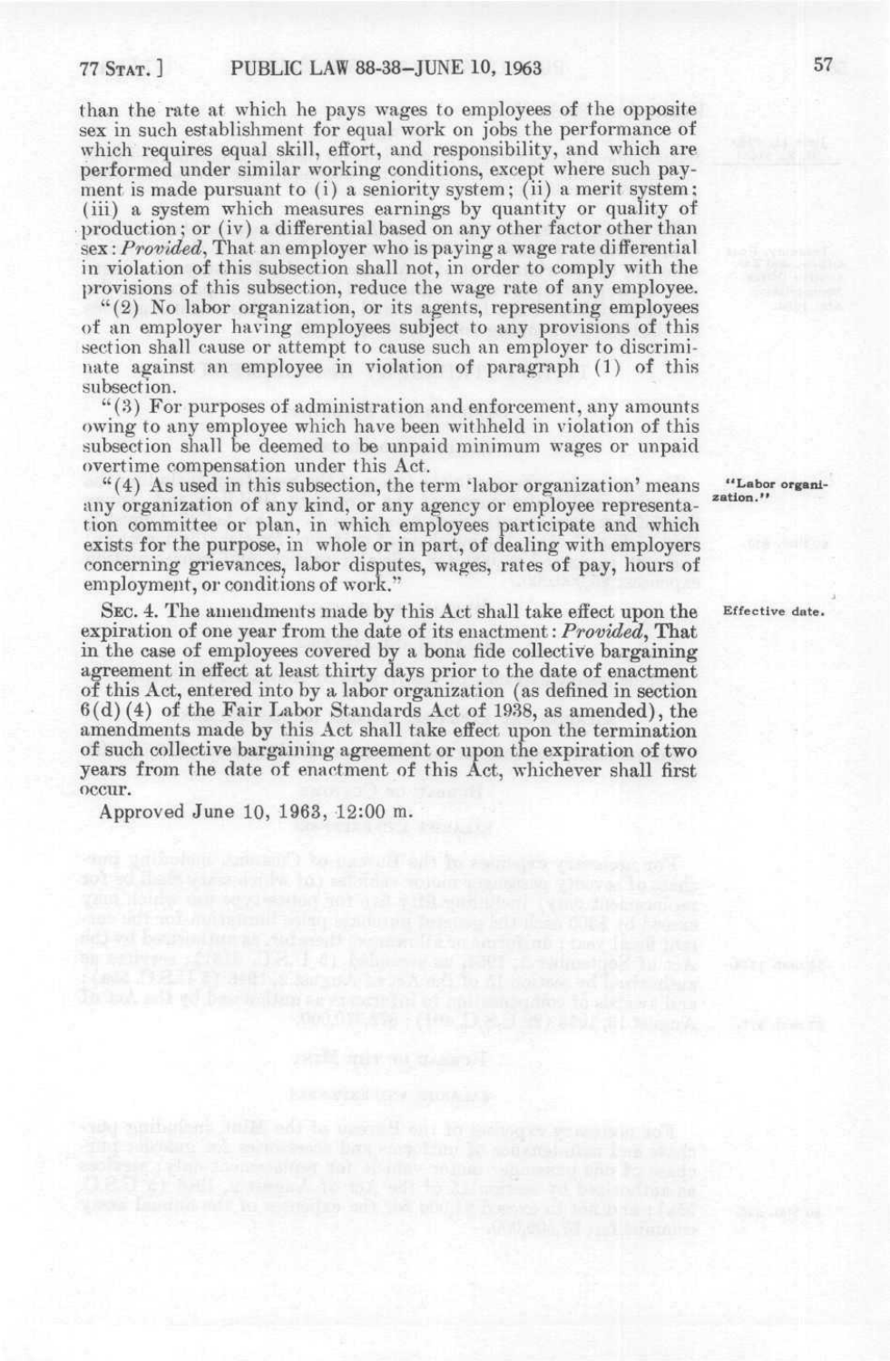than the rate at which he pays wages to employees of the opposite sex in such establishment for equal work on jobs the performance of which requires equal skill, effort, and responsibility, and which are performed under similar working conditions, except where such payment is made pursuant to (i) a seniority system; (ii) a merit system; (iii) a system which measures earnings by quantity or quality of production; or (iv) a differential based on any other factor other than sex: *Provided*, That an employer who is paying a wage rate differential in violation of this subsection shall not, in order to comply with the provisions of this subsection, reduce the wage rate of any employee.

"(2) No labor organization, or its agents, representing employees of an employer having employees subject to any provisions of this section shall cause or attempt to cause such an employer to discriminate against an employee in violation of paragraph (1) of this subsection.

"(3) For purposes of administration and enforcement, any amounts owing to any employee which have been withheld in violation of this subsection shall be deemed to be unpaid minimum wages or unpaid overtime compensation under this Act.

"(4) As used in this subsection, the term 'labor organization' means any organization of any kind, or any agency or employee representation committee or plan, in which employees participate and which exists for the purpose, in whole or in part, of dealing with employers concerning grievances, labor disputes, wages, rates of pay, hours of employment, or conditions of work."

"Labor organization."

SEC. 4. The amendments made by this Act shall take effect upon the expiration of one year from the date of its enactment: *Provided*, That in the case of employees covered by a bona fide collective bargaining agreement in effect at least thirty days prior to the date of enactment of this Act, entered into by a labor organization (as defined in section 6(d)(4) of the Fair Labor Standards Act of 1938, as amended), the amendments made by this Act shall take effect upon the termination of such collective bargaining agreement or upon the expiration of two years from the date of enactment of this Act, whichever shall first occur.

Effective date.

Approved June 10, 1963, 12:00 m.